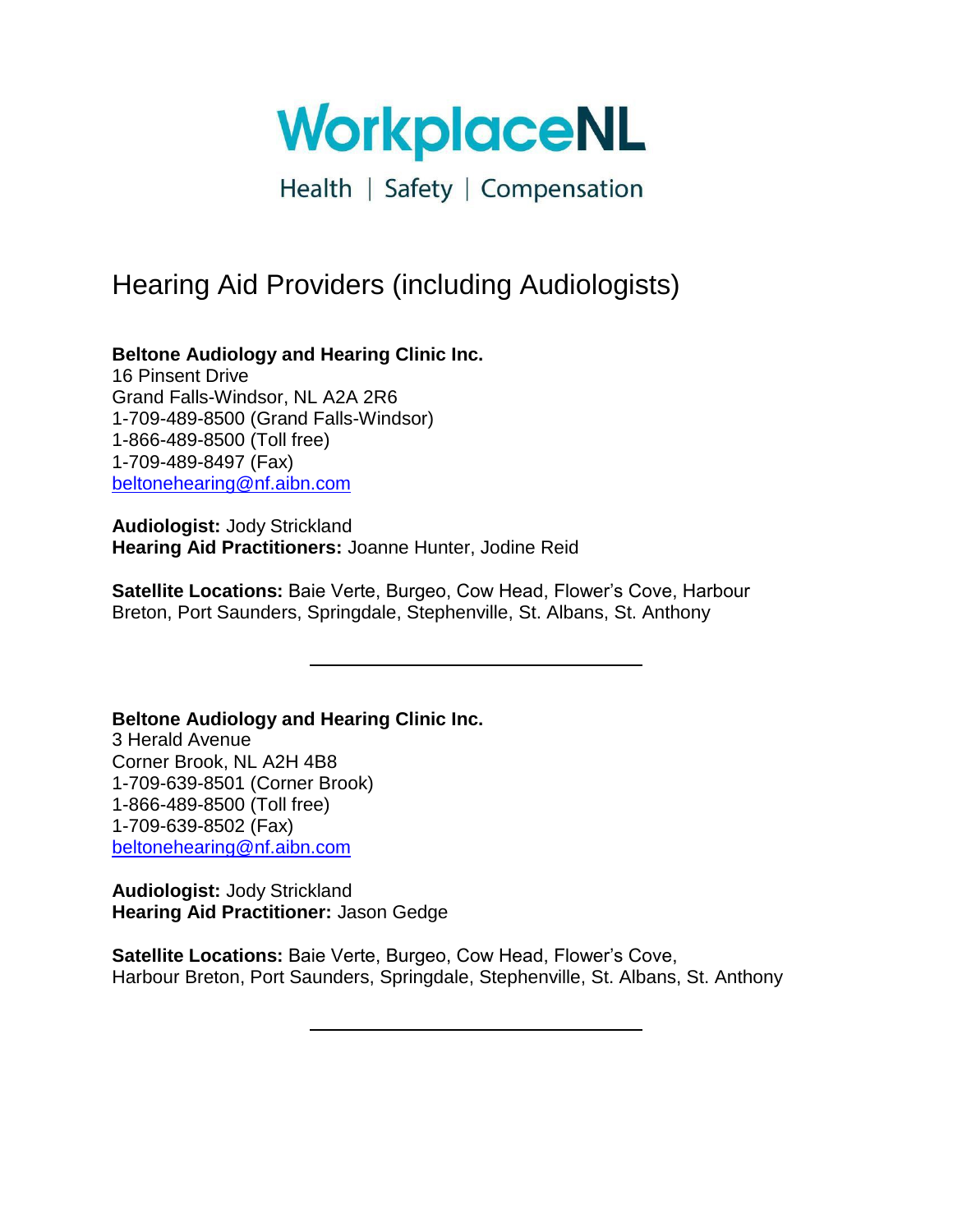# WorkplaceNL

Health | Safety | Compensation

## Hearing Aid Providers (including Audiologists)

**Beltone Audiology and Hearing Clinic Inc.**
16 Pinsent Drive
Grand Falls-Windsor, NL A2A 2R6
1-709-489-8500 (Grand Falls-Windsor)
1-866-489-8500 (Toll free)
1-709-489-8497 (Fax)
beltonehearing@nf.aibn.com

**Audiologist:** Jody Strickland
**Hearing Aid Practitioners:** Joanne Hunter, Jodine Reid

**Satellite Locations:** Baie Verte, Burgeo, Cow Head, Flower's Cove, Harbour Breton, Port Saunders, Springdale, Stephenville, St. Albans, St. Anthony

---

**Beltone Audiology and Hearing Clinic Inc.**
3 Herald Avenue
Corner Brook, NL A2H 4B8
1-709-639-8501 (Corner Brook)
1-866-489-8500 (Toll free)
1-709-639-8502 (Fax)
beltonehearing@nf.aibn.com

**Audiologist:** Jody Strickland
**Hearing Aid Practitioner:** Jason Gedge

**Satellite Locations:** Baie Verte, Burgeo, Cow Head, Flower's Cove, Harbour Breton, Port Saunders, Springdale, Stephenville, St. Albans, St. Anthony

---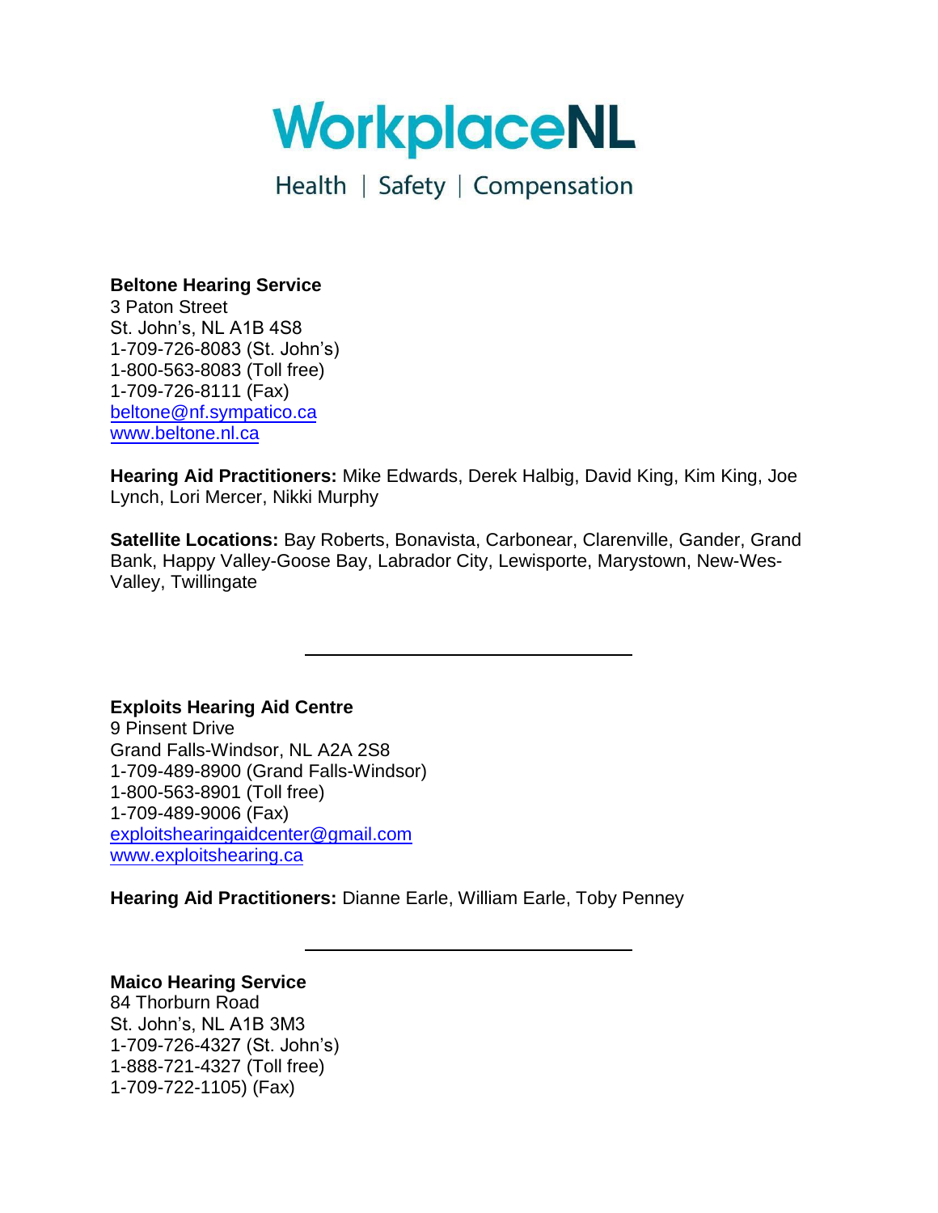# WorkplaceNL

Health | Safety | Compensation

**Beltone Hearing Service**
3 Paton Street
St. John's, NL A1B 4S8
1-709-726-8083 (St. John's)
1-800-563-8083 (Toll free)
1-709-726-8111 (Fax)
beltone@nf.sympatico.ca
www.beltone.nl.ca

**Hearing Aid Practitioners:** Mike Edwards, Derek Halbig, David King, Kim King, Joe Lynch, Lori Mercer, Nikki Murphy

**Satellite Locations:** Bay Roberts, Bonavista, Carbonear, Clarenville, Gander, Grand Bank, Happy Valley-Goose Bay, Labrador City, Lewisporte, Marystown, New-Wes-Valley, Twillingate

---

**Exploits Hearing Aid Centre**
9 Pinsent Drive
Grand Falls-Windsor, NL A2A 2S8
1-709-489-8900 (Grand Falls-Windsor)
1-800-563-8901 (Toll free)
1-709-489-9006 (Fax)
exploitshearingaidcenter@gmail.com
www.exploitshearing.ca

**Hearing Aid Practitioners:** Dianne Earle, William Earle, Toby Penney

---

**Maico Hearing Service**
84 Thorburn Road
St. John's, NL A1B 3M3
1-709-726-4327 (St. John's)
1-888-721-4327 (Toll free)
1-709-722-1105) (Fax)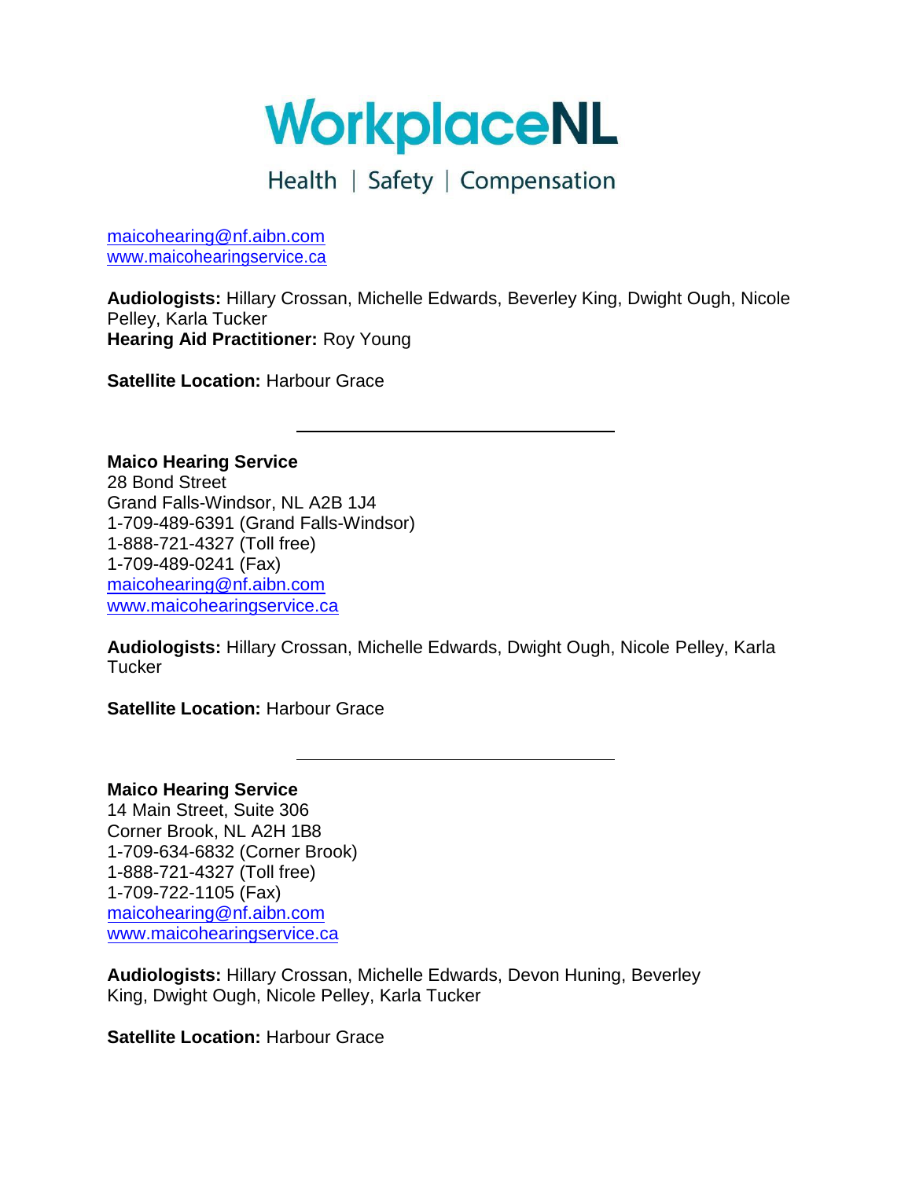maicohearing@nf.aibn.com
www.maicohearingservice.ca

**Audiologists:** Hillary Crossan, Michelle Edwards, Beverley King, Dwight Ough, Nicole Pelley, Karla Tucker
**Hearing Aid Practitioner:** Roy Young

**Satellite Location:** Harbour Grace

---

**Maico Hearing Service**
28 Bond Street
Grand Falls-Windsor, NL A2B 1J4
1-709-489-6391 (Grand Falls-Windsor)
1-888-721-4327 (Toll free)
1-709-489-0241 (Fax)
maicohearing@nf.aibn.com
www.maicohearingservice.ca

**Audiologists:** Hillary Crossan, Michelle Edwards, Dwight Ough, Nicole Pelley, Karla Tucker

**Satellite Location:** Harbour Grace

---

**Maico Hearing Service**
14 Main Street, Suite 306
Corner Brook, NL A2H 1B8
1-709-634-6832 (Corner Brook)
1-888-721-4327 (Toll free)
1-709-722-1105 (Fax)
maicohearing@nf.aibn.com
www.maicohearingservice.ca

**Audiologists:** Hillary Crossan, Michelle Edwards, Devon Huning, Beverley King, Dwight Ough, Nicole Pelley, Karla Tucker

**Satellite Location:** Harbour Grace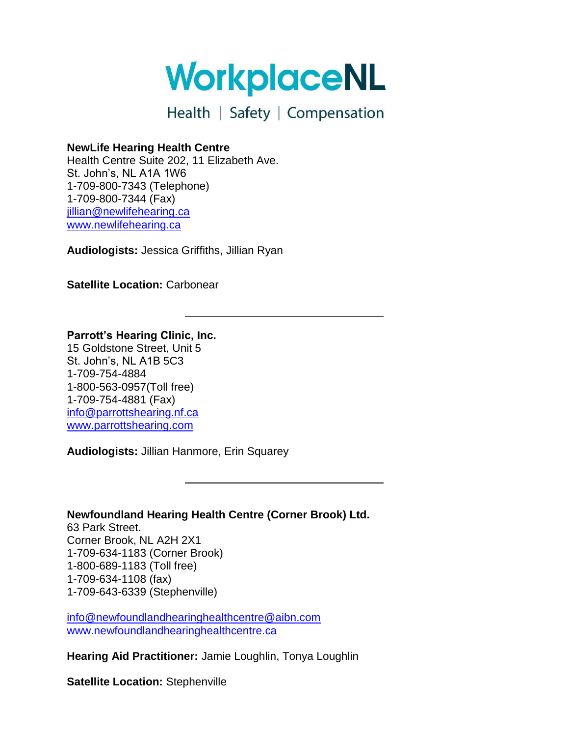**NewLife Hearing Health Centre**
Health Centre Suite 202, 11 Elizabeth Ave.
St. John's, NL A1A 1W6
1-709-800-7343 (Telephone)
1-709-800-7344 (Fax)
jillian@newlifehearing.ca
www.newlifehearing.ca

**Audiologists:** Jessica Griffiths, Jillian Ryan

**Satellite Location:** Carbonear

---

**Parrott's Hearing Clinic, Inc.**
15 Goldstone Street, Unit 5
St. John's, NL A1B 5C3
1-709-754-4884
1-800-563-0957(Toll free)
1-709-754-4881 (Fax)
info@parrottshearing.nf.ca
www.parrottshearing.com

**Audiologists:** Jillian Hanmore, Erin Squarey

---

**Newfoundland Hearing Health Centre (Corner Brook) Ltd.**
63 Park Street.
Corner Brook, NL A2H 2X1
1-709-634-1183 (Corner Brook)
1-800-689-1183 (Toll free)
1-709-634-1108 (fax)
1-709-643-6339 (Stephenville)

info@newfoundlandhearinghealthcentre@aibn.com
www.newfoundlandhearinghealthcentre.ca

**Hearing Aid Practitioner:** Jamie Loughlin, Tonya Loughlin

**Satellite Location:** Stephenville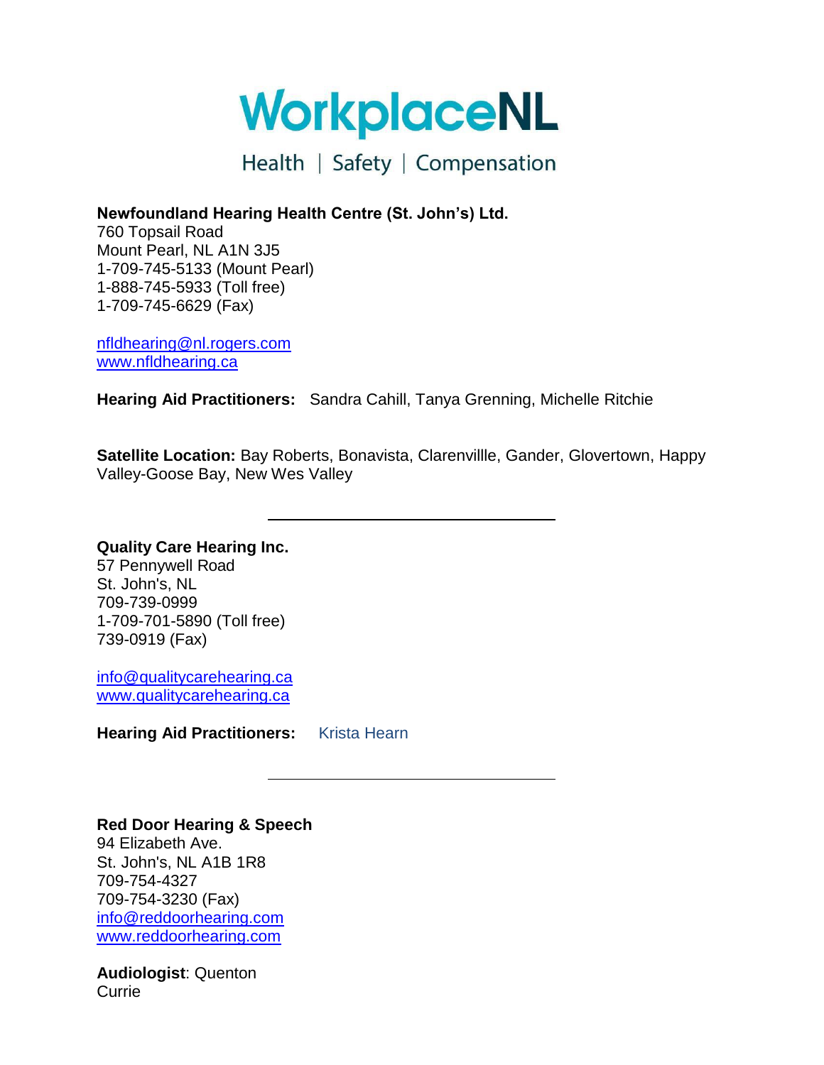WorkplaceNL

Health | Safety | Compensation

**Newfoundland Hearing Health Centre (St. John's) Ltd.**
760 Topsail Road
Mount Pearl, NL A1N 3J5
1-709-745-5133 (Mount Pearl)
1-888-745-5933 (Toll free)
1-709-745-6629 (Fax)

nfldhearing@nl.rogers.com
www.nfldhearing.ca

**Hearing Aid Practitioners:** Sandra Cahill, Tanya Grenning, Michelle Ritchie

**Satellite Location:** Bay Roberts, Bonavista, Clarenvillle, Gander, Glovertown, Happy Valley-Goose Bay, New Wes Valley

---

**Quality Care Hearing Inc.**
57 Pennywell Road
St. John's, NL
709-739-0999
1-709-701-5890 (Toll free)
739-0919 (Fax)

info@qualitycarehearing.ca
www.qualitycarehearing.ca

**Hearing Aid Practitioners:** Krista Hearn

---

**Red Door Hearing & Speech**
94 Elizabeth Ave.
St. John's, NL A1B 1R8
709-754-4327
709-754-3230 (Fax)
info@reddoorhearing.com
www.reddoorhearing.com

**Audiologist**: Quenton Currie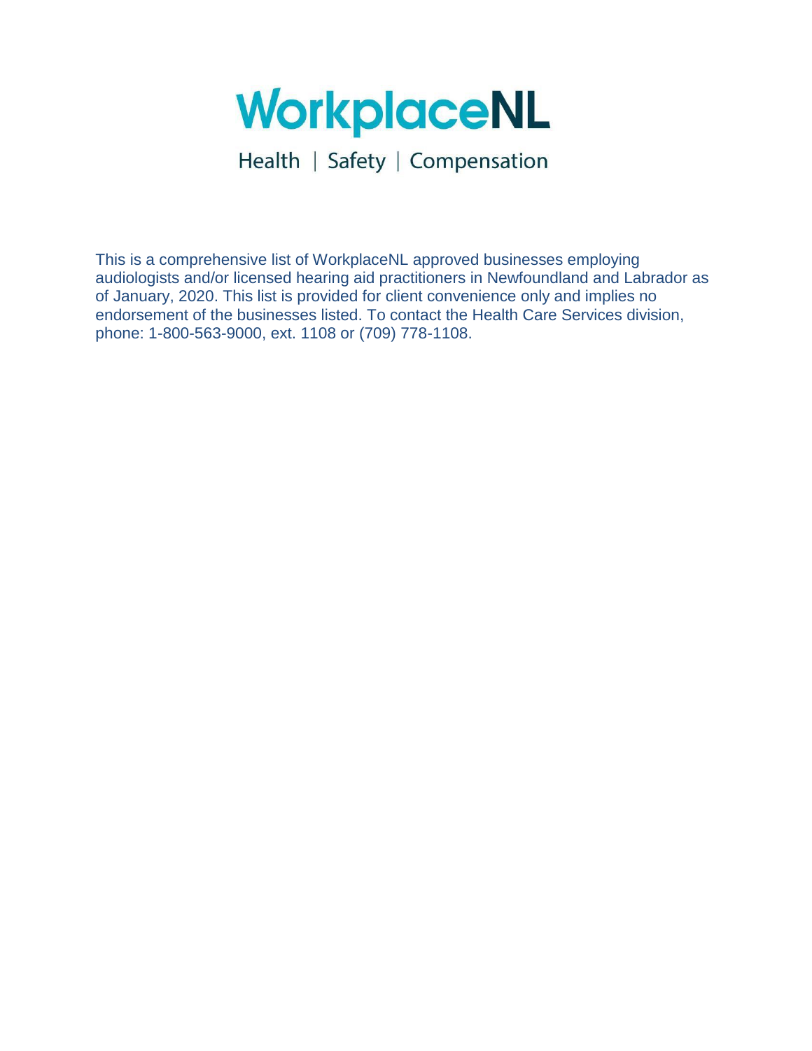# WorkplaceNL

Health | Safety | Compensation

This is a comprehensive list of WorkplaceNL approved businesses employing audiologists and/or licensed hearing aid practitioners in Newfoundland and Labrador as of January, 2020. This list is provided for client convenience only and implies no endorsement of the businesses listed. To contact the Health Care Services division, phone: 1-800-563-9000, ext. 1108 or (709) 778-1108.